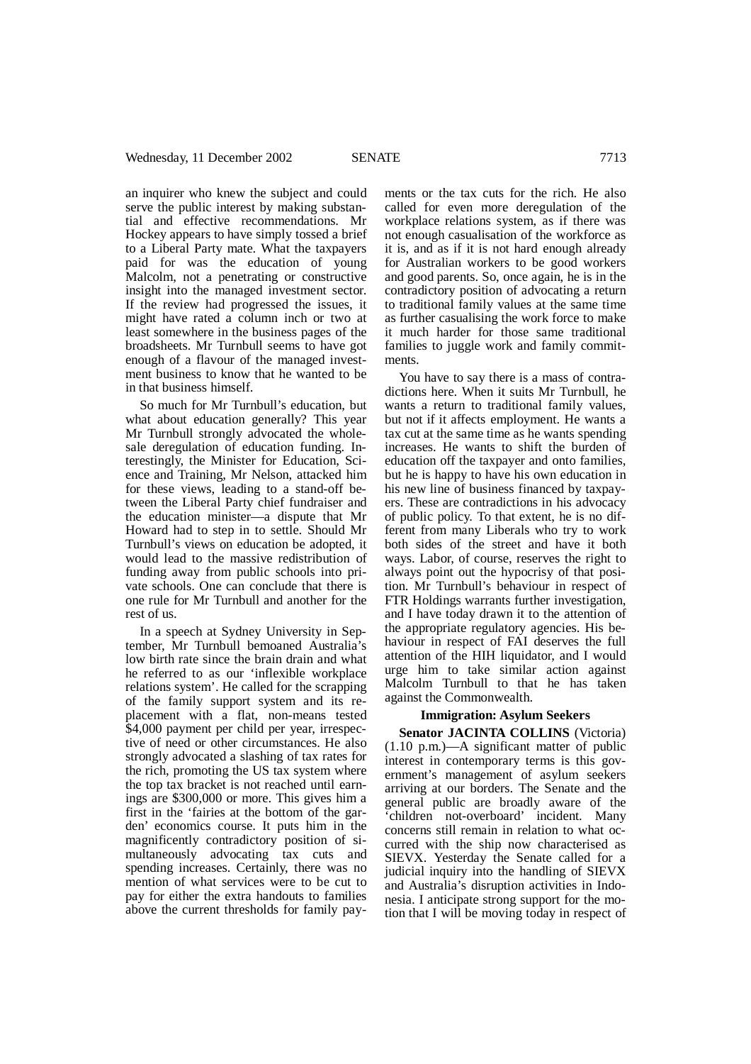an inquirer who knew the subject and could serve the public interest by making substantial and effective recommendations. Mr Hockey appears to have simply tossed a brief to a Liberal Party mate. What the taxpayers paid for was the education of young Malcolm, not a penetrating or constructive insight into the managed investment sector. If the review had progressed the issues, it might have rated a column inch or two at least somewhere in the business pages of the broadsheets. Mr Turnbull seems to have got enough of a flavour of the managed investment business to know that he wanted to be in that business himself.

So much for Mr Turnbull's education, but what about education generally? This year Mr Turnbull strongly advocated the wholesale deregulation of education funding. Interestingly, the Minister for Education, Science and Training, Mr Nelson, attacked him for these views, leading to a stand-off between the Liberal Party chief fundraiser and the education minister—a dispute that Mr Howard had to step in to settle. Should Mr Turnbull's views on education be adopted, it would lead to the massive redistribution of funding away from public schools into private schools. One can conclude that there is one rule for Mr Turnbull and another for the rest of us.

In a speech at Sydney University in September, Mr Turnbull bemoaned Australia's low birth rate since the brain drain and what he referred to as our 'inflexible workplace relations system'. He called for the scrapping of the family support system and its replacement with a flat, non-means tested $4,000 payment per child per year, irrespective of need or other circumstances. He also strongly advocated a slashing of tax rates for the rich, promoting the US tax system where the top tax bracket is not reached until earnings are $300,000 or more. This gives him a first in the 'fairies at the bottom of the garden' economics course. It puts him in the magnificently contradictory position of simultaneously advocating tax cuts and spending increases. Certainly, there was no mention of what services were to be cut to pay for either the extra handouts to families above the current thresholds for family payments or the tax cuts for the rich. He also called for even more deregulation of the workplace relations system, as if there was not enough casualisation of the workforce as it is, and as if it is not hard enough already for Australian workers to be good workers and good parents. So, once again, he is in the contradictory position of advocating a return to traditional family values at the same time as further casualising the work force to make it much harder for those same traditional families to juggle work and family commitments.

You have to say there is a mass of contradictions here. When it suits Mr Turnbull, he wants a return to traditional family values, but not if it affects employment. He wants a tax cut at the same time as he wants spending increases. He wants to shift the burden of education off the taxpayer and onto families, but he is happy to have his own education in his new line of business financed by taxpayers. These are contradictions in his advocacy of public policy. To that extent, he is no different from many Liberals who try to work both sides of the street and have it both ways. Labor, of course, reserves the right to always point out the hypocrisy of that position. Mr Turnbull's behaviour in respect of FTR Holdings warrants further investigation, and I have today drawn it to the attention of the appropriate regulatory agencies. His behaviour in respect of FAI deserves the full attention of the HIH liquidator, and I would urge him to take similar action against Malcolm Turnbull to that he has taken against the Commonwealth.

### Immigration: Asylum Seekers

**Senator JACINTA COLLINS** (Victoria) (1.10 p.m.)—A significant matter of public interest in contemporary terms is this government's management of asylum seekers arriving at our borders. The Senate and the general public are broadly aware of the 'children not-overboard' incident. Many concerns still remain in relation to what occurred with the ship now characterised as SIEVX. Yesterday the Senate called for a judicial inquiry into the handling of SIEVX and Australia's disruption activities in Indonesia. I anticipate strong support for the motion that I will be moving today in respect of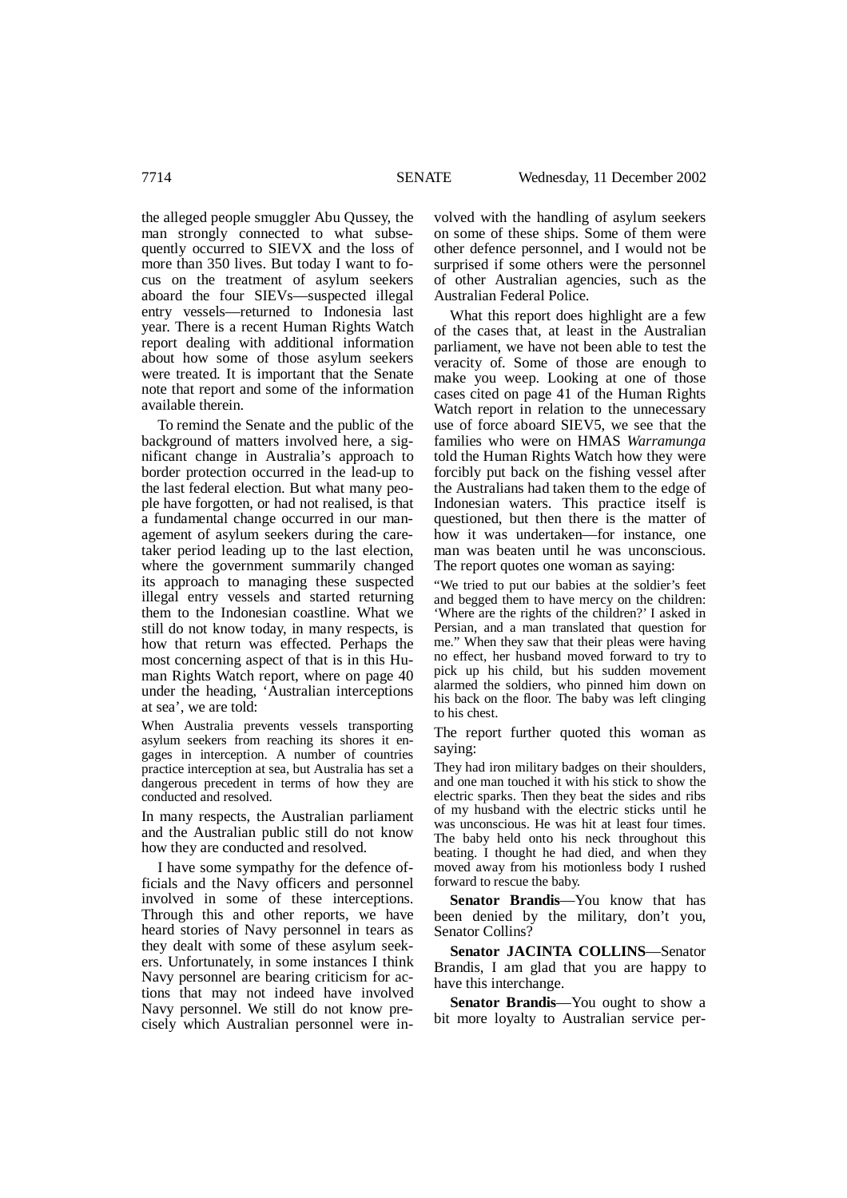the alleged people smuggler Abu Qussey, the man strongly connected to what subsequently occurred to SIEVX and the loss of more than 350 lives. But today I want to focus on the treatment of asylum seekers aboard the four SIEVs—suspected illegal entry vessels—returned to Indonesia last year. There is a recent Human Rights Watch report dealing with additional information about how some of those asylum seekers were treated. It is important that the Senate note that report and some of the information available therein.

To remind the Senate and the public of the background of matters involved here, a significant change in Australia's approach to border protection occurred in the lead-up to the last federal election. But what many people have forgotten, or had not realised, is that a fundamental change occurred in our management of asylum seekers during the caretaker period leading up to the last election, where the government summarily changed its approach to managing these suspected illegal entry vessels and started returning them to the Indonesian coastline. What we still do not know today, in many respects, is how that return was effected. Perhaps the most concerning aspect of that is in this Human Rights Watch report, where on page 40 under the heading, 'Australian interceptions at sea', we are told:

> When Australia prevents vessels transporting asylum seekers from reaching its shores it engages in interception. A number of countries practice interception at sea, but Australia has set a dangerous precedent in terms of how they are conducted and resolved.

In many respects, the Australian parliament and the Australian public still do not know how they are conducted and resolved.

I have some sympathy for the defence officials and the Navy officers and personnel involved in some of these interceptions. Through this and other reports, we have heard stories of Navy personnel in tears as they dealt with some of these asylum seekers. Unfortunately, in some instances I think Navy personnel are bearing criticism for actions that may not indeed have involved Navy personnel. We still do not know precisely which Australian personnel were involved with the handling of asylum seekers on some of these ships. Some of them were other defence personnel, and I would not be surprised if some others were the personnel of other Australian agencies, such as the Australian Federal Police.

What this report does highlight are a few of the cases that, at least in the Australian parliament, we have not been able to test the veracity of. Some of those are enough to make you weep. Looking at one of those cases cited on page 41 of the Human Rights Watch report in relation to the unnecessary use of force aboard SIEV5, we see that the families who were on HMAS *Warramunga* told the Human Rights Watch how they were forcibly put back on the fishing vessel after the Australians had taken them to the edge of Indonesian waters. This practice itself is questioned, but then there is the matter of how it was undertaken—for instance, one man was beaten until he was unconscious. The report quotes one woman as saying:

> "We tried to put our babies at the soldier's feet and begged them to have mercy on the children: 'Where are the rights of the children?' I asked in Persian, and a man translated that question for me." When they saw that their pleas were having no effect, her husband moved forward to try to pick up his child, but his sudden movement alarmed the soldiers, who pinned him down on his back on the floor. The baby was left clinging to his chest.

The report further quoted this woman as saying:

> They had iron military badges on their shoulders, and one man touched it with his stick to show the electric sparks. Then they beat the sides and ribs of my husband with the electric sticks until he was unconscious. He was hit at least four times. The baby held onto his neck throughout this beating. I thought he had died, and when they moved away from his motionless body I rushed forward to rescue the baby.

**Senator Brandis**—You know that has been denied by the military, don't you, Senator Collins?

**Senator JACINTA COLLINS**—Senator Brandis, I am glad that you are happy to have this interchange.

**Senator Brandis**—You ought to show a bit more loyalty to Australian service per-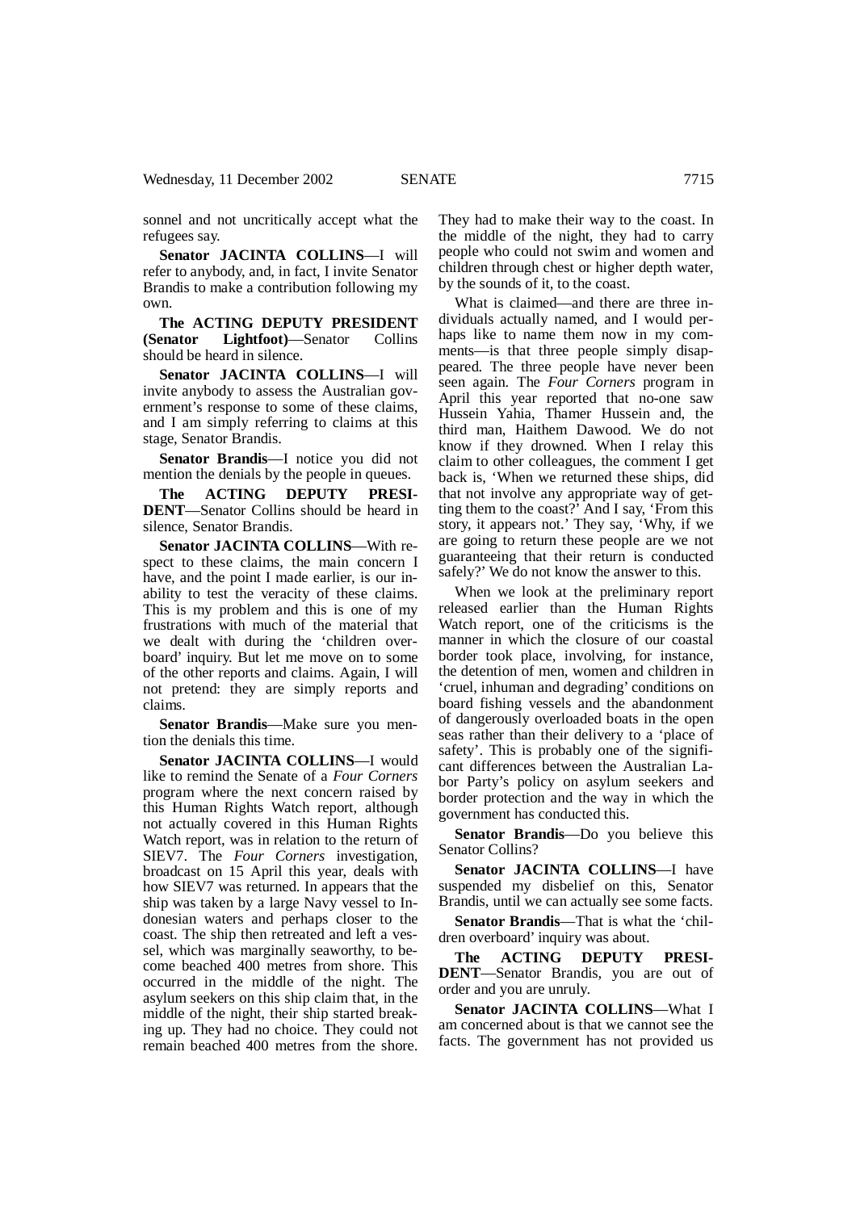sonnel and not uncritically accept what the refugees say.

**Senator JACINTA COLLINS**—I will refer to anybody, and, in fact, I invite Senator Brandis to make a contribution following my own.

**The ACTING DEPUTY PRESIDENT (Senator Lightfoot)**—Senator Collins should be heard in silence.

**Senator JACINTA COLLINS**—I will invite anybody to assess the Australian government's response to some of these claims, and I am simply referring to claims at this stage, Senator Brandis.

**Senator Brandis**—I notice you did not mention the denials by the people in queues.

**The ACTING DEPUTY PRESIDENT**—Senator Collins should be heard in silence, Senator Brandis.

**Senator JACINTA COLLINS**—With respect to these claims, the main concern I have, and the point I made earlier, is our inability to test the veracity of these claims. This is my problem and this is one of my frustrations with much of the material that we dealt with during the 'children overboard' inquiry. But let me move on to some of the other reports and claims. Again, I will not pretend: they are simply reports and claims.

**Senator Brandis**—Make sure you mention the denials this time.

**Senator JACINTA COLLINS**—I would like to remind the Senate of a *Four Corners* program where the next concern raised by this Human Rights Watch report, although not actually covered in this Human Rights Watch report, was in relation to the return of SIEV7. The *Four Corners* investigation, broadcast on 15 April this year, deals with how SIEV7 was returned. In appears that the ship was taken by a large Navy vessel to Indonesian waters and perhaps closer to the coast. The ship then retreated and left a vessel, which was marginally seaworthy, to become beached 400 metres from shore. This occurred in the middle of the night. The asylum seekers on this ship claim that, in the middle of the night, their ship started breaking up. They had no choice. They could not remain beached 400 metres from the shore. They had to make their way to the coast. In the middle of the night, they had to carry people who could not swim and women and children through chest or higher depth water, by the sounds of it, to the coast.

What is claimed—and there are three individuals actually named, and I would perhaps like to name them now in my comments—is that three people simply disappeared. The three people have never been seen again. The *Four Corners* program in April this year reported that no-one saw Hussein Yahia, Thamer Hussein and, the third man, Haithem Dawood. We do not know if they drowned. When I relay this claim to other colleagues, the comment I get back is, 'When we returned these ships, did that not involve any appropriate way of getting them to the coast?' And I say, 'From this story, it appears not.' They say, 'Why, if we are going to return these people are we not guaranteeing that their return is conducted safely?' We do not know the answer to this.

When we look at the preliminary report released earlier than the Human Rights Watch report, one of the criticisms is the manner in which the closure of our coastal border took place, involving, for instance, the detention of men, women and children in 'cruel, inhuman and degrading' conditions on board fishing vessels and the abandonment of dangerously overloaded boats in the open seas rather than their delivery to a 'place of safety'. This is probably one of the significant differences between the Australian Labor Party's policy on asylum seekers and border protection and the way in which the government has conducted this.

**Senator Brandis**—Do you believe this Senator Collins?

**Senator JACINTA COLLINS**—I have suspended my disbelief on this, Senator Brandis, until we can actually see some facts.

**Senator Brandis**—That is what the 'children overboard' inquiry was about.

**The ACTING DEPUTY PRESIDENT**—Senator Brandis, you are out of order and you are unruly.

**Senator JACINTA COLLINS**—What I am concerned about is that we cannot see the facts. The government has not provided us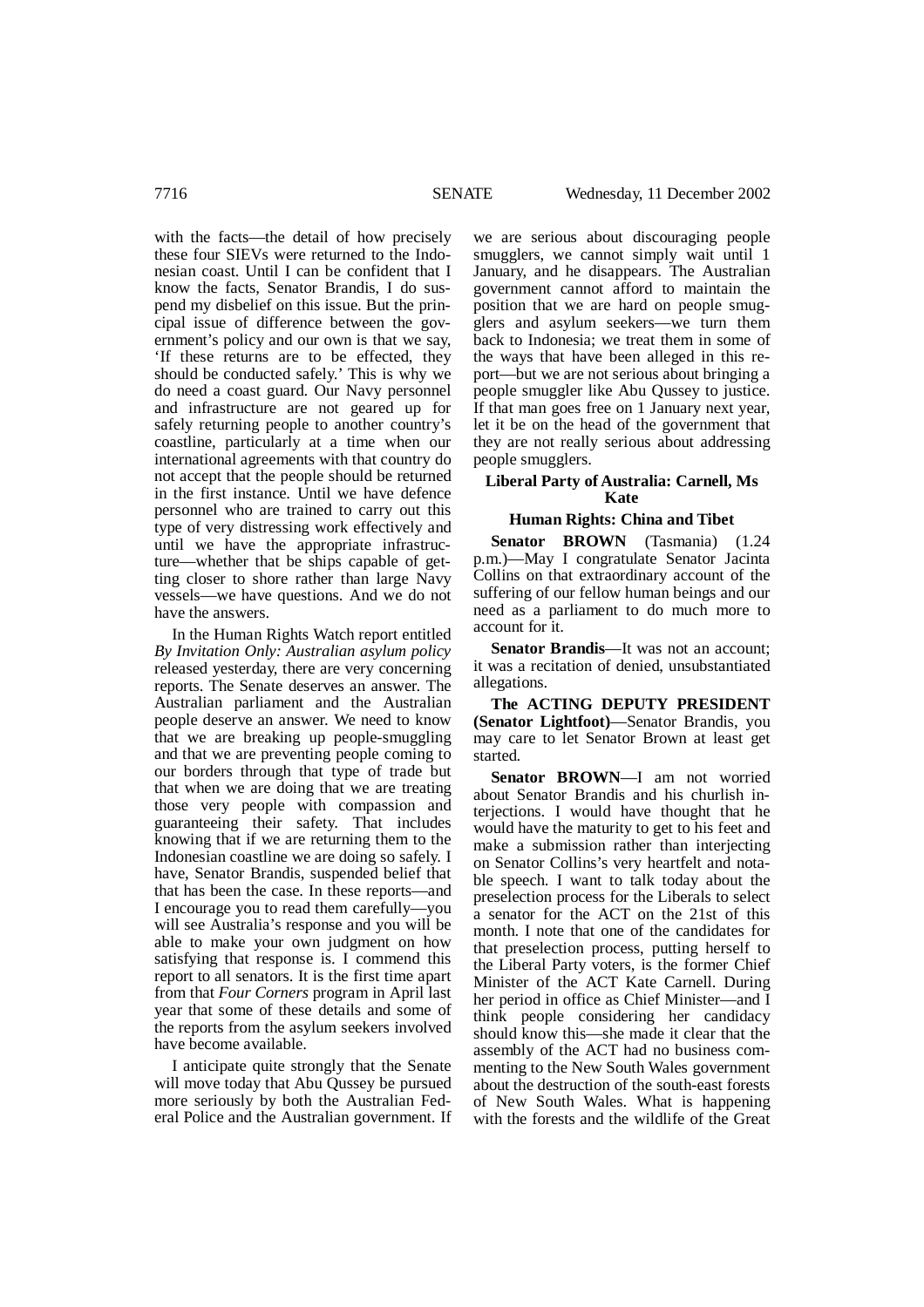with the facts—the detail of how precisely these four SIEVs were returned to the Indonesian coast. Until I can be confident that I know the facts, Senator Brandis, I do suspend my disbelief on this issue. But the principal issue of difference between the government's policy and our own is that we say, 'If these returns are to be effected, they should be conducted safely.' This is why we do need a coast guard. Our Navy personnel and infrastructure are not geared up for safely returning people to another country's coastline, particularly at a time when our international agreements with that country do not accept that the people should be returned in the first instance. Until we have defence personnel who are trained to carry out this type of very distressing work effectively and until we have the appropriate infrastructure—whether that be ships capable of getting closer to shore rather than large Navy vessels—we have questions. And we do not have the answers.

In the Human Rights Watch report entitled *By Invitation Only: Australian asylum policy* released yesterday, there are very concerning reports. The Senate deserves an answer. The Australian parliament and the Australian people deserve an answer. We need to know that we are breaking up people-smuggling and that we are preventing people coming to our borders through that type of trade but that when we are doing that we are treating those very people with compassion and guaranteeing their safety. That includes knowing that if we are returning them to the Indonesian coastline we are doing so safely. I have, Senator Brandis, suspended belief that that has been the case. In these reports—and I encourage you to read them carefully—you will see Australia's response and you will be able to make your own judgment on how satisfying that response is. I commend this report to all senators. It is the first time apart from that *Four Corners* program in April last year that some of these details and some of the reports from the asylum seekers involved have become available.

I anticipate quite strongly that the Senate will move today that Abu Qussey be pursued more seriously by both the Australian Federal Police and the Australian government. If we are serious about discouraging people smugglers, we cannot simply wait until 1 January, and he disappears. The Australian government cannot afford to maintain the position that we are hard on people smugglers and asylum seekers—we turn them back to Indonesia; we treat them in some of the ways that have been alleged in this report—but we are not serious about bringing a people smuggler like Abu Qussey to justice. If that man goes free on 1 January next year, let it be on the head of the government that they are not really serious about addressing people smugglers.

## Liberal Party of Australia: Carnell, Ms Kate

## Human Rights: China and Tibet

**Senator BROWN** (Tasmania) (1.24 p.m.)—May I congratulate Senator Jacinta Collins on that extraordinary account of the suffering of our fellow human beings and our need as a parliament to do much more to account for it.

**Senator Brandis**—It was not an account; it was a recitation of denied, unsubstantiated allegations.

**The ACTING DEPUTY PRESIDENT (Senator Lightfoot)**—Senator Brandis, you may care to let Senator Brown at least get started.

**Senator BROWN**—I am not worried about Senator Brandis and his churlish interjections. I would have thought that he would have the maturity to get to his feet and make a submission rather than interjecting on Senator Collins's very heartfelt and notable speech. I want to talk today about the preselection process for the Liberals to select a senator for the ACT on the 21st of this month. I note that one of the candidates for that preselection process, putting herself to the Liberal Party voters, is the former Chief Minister of the ACT Kate Carnell. During her period in office as Chief Minister—and I think people considering her candidacy should know this—she made it clear that the assembly of the ACT had no business commenting to the New South Wales government about the destruction of the south-east forests of New South Wales. What is happening with the forests and the wildlife of the Great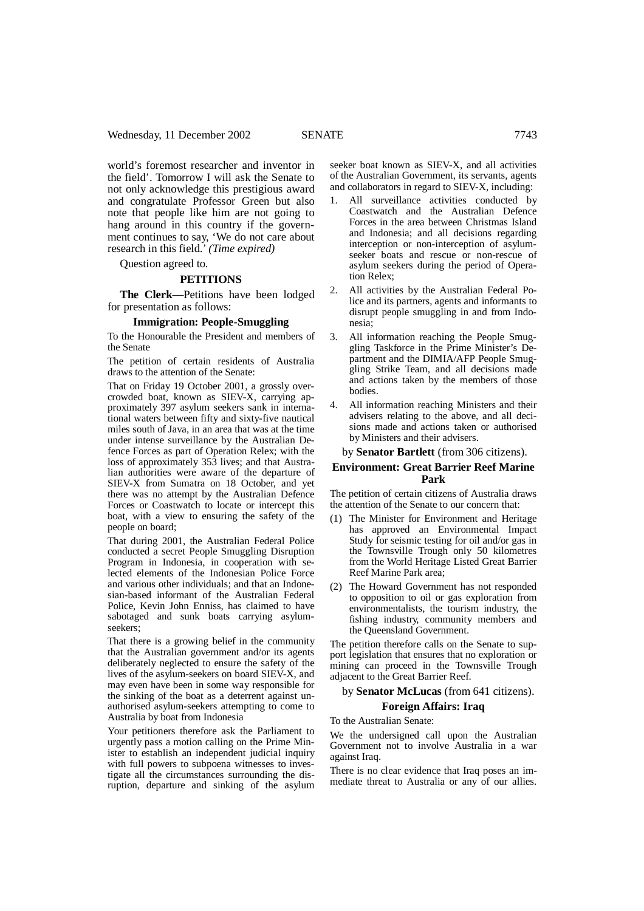world's foremost researcher and inventor in the field'. Tomorrow I will ask the Senate to not only acknowledge this prestigious award and congratulate Professor Green but also note that people like him are not going to hang around in this country if the government continues to say, 'We do not care about research in this field.' *(Time expired)*

Question agreed to.

## PETITIONS

**The Clerk**—Petitions have been lodged for presentation as follows:

### Immigration: People-Smuggling

To the Honourable the President and members of the Senate

The petition of certain residents of Australia draws to the attention of the Senate:

That on Friday 19 October 2001, a grossly overcrowded boat, known as SIEV-X, carrying approximately 397 asylum seekers sank in international waters between fifty and sixty-five nautical miles south of Java, in an area that was at the time under intense surveillance by the Australian Defence Forces as part of Operation Relex; with the loss of approximately 353 lives; and that Australian authorities were aware of the departure of SIEV-X from Sumatra on 18 October, and yet there was no attempt by the Australian Defence Forces or Coastwatch to locate or intercept this boat, with a view to ensuring the safety of the people on board;

That during 2001, the Australian Federal Police conducted a secret People Smuggling Disruption Program in Indonesia, in cooperation with selected elements of the Indonesian Police Force and various other individuals; and that an Indonesian-based informant of the Australian Federal Police, Kevin John Enniss, has claimed to have sabotaged and sunk boats carrying asylum-seekers;

That there is a growing belief in the community that the Australian government and/or its agents deliberately neglected to ensure the safety of the lives of the asylum-seekers on board SIEV-X, and may even have been in some way responsible for the sinking of the boat as a deterrent against unauthorised asylum-seekers attempting to come to Australia by boat from Indonesia

Your petitioners therefore ask the Parliament to urgently pass a motion calling on the Prime Minister to establish an independent judicial inquiry with full powers to subpoena witnesses to investigate all the circumstances surrounding the disruption, departure and sinking of the asylum seeker boat known as SIEV-X, and all activities of the Australian Government, its servants, agents and collaborators in regard to SIEV-X, including:

1. All surveillance activities conducted by Coastwatch and the Australian Defence Forces in the area between Christmas Island and Indonesia; and all decisions regarding interception or non-interception of asylum-seeker boats and rescue or non-rescue of asylum seekers during the period of Operation Relex;
2. All activities by the Australian Federal Police and its partners, agents and informants to disrupt people smuggling in and from Indonesia;
3. All information reaching the People Smuggling Taskforce in the Prime Minister's Department and the DIMIA/AFP People Smuggling Strike Team, and all decisions made and actions taken by the members of those bodies.
4. All information reaching Ministers and their advisers relating to the above, and all decisions made and actions taken or authorised by Ministers and their advisers.

by **Senator Bartlett** (from 306 citizens).

### Environment: Great Barrier Reef Marine Park

The petition of certain citizens of Australia draws the attention of the Senate to our concern that:

(1) The Minister for Environment and Heritage has approved an Environmental Impact Study for seismic testing for oil and/or gas in the Townsville Trough only 50 kilometres from the World Heritage Listed Great Barrier Reef Marine Park area;

(2) The Howard Government has not responded to opposition to oil or gas exploration from environmentalists, the tourism industry, the fishing industry, community members and the Queensland Government.

The petition therefore calls on the Senate to support legislation that ensures that no exploration or mining can proceed in the Townsville Trough adjacent to the Great Barrier Reef.

by **Senator McLucas** (from 641 citizens).

### Foreign Affairs: Iraq

To the Australian Senate:

We the undersigned call upon the Australian Government not to involve Australia in a war against Iraq.

There is no clear evidence that Iraq poses an immediate threat to Australia or any of our allies.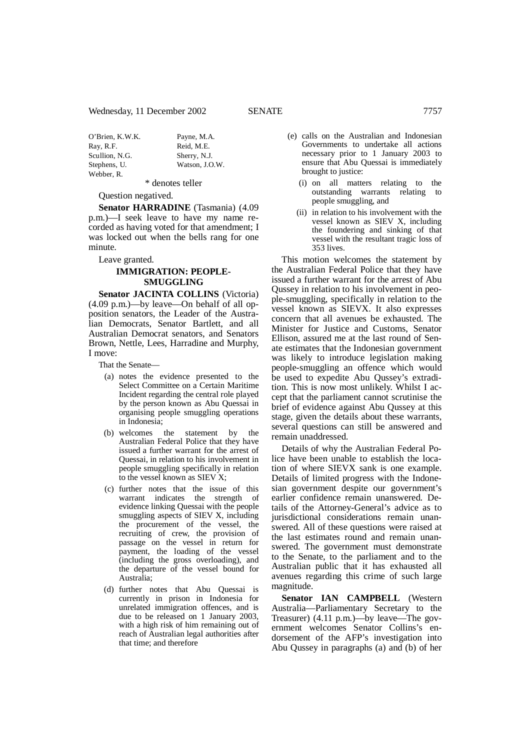| | |
|---|---|
| O'Brien, K.W.K. | Payne, M.A. |
| Ray, R.F. | Reid, M.E. |
| Scullion, N.G. | Sherry, N.J. |
| Stephens, U. | Watson, J.O.W. |
| Webber, R. | |

\* denotes teller

Question negatived.

**Senator HARRADINE** (Tasmania) (4.09 p.m.)—I seek leave to have my name recorded as having voted for that amendment; I was locked out when the bells rang for one minute.

Leave granted.

### IMMIGRATION: PEOPLE-SMUGGLING

**Senator JACINTA COLLINS** (Victoria) (4.09 p.m.)—by leave—On behalf of all opposition senators, the Leader of the Australian Democrats, Senator Bartlett, and all Australian Democrat senators, and Senators Brown, Nettle, Lees, Harradine and Murphy, I move:

That the Senate—

- (a) notes the evidence presented to the Select Committee on a Certain Maritime Incident regarding the central role played by the person known as Abu Quessai in organising people smuggling operations in Indonesia;
- (b) welcomes the statement by the Australian Federal Police that they have issued a further warrant for the arrest of Quessai, in relation to his involvement in people smuggling specifically in relation to the vessel known as SIEV X;
- (c) further notes that the issue of this warrant indicates the strength of evidence linking Quessai with the people smuggling aspects of SIEV X, including the procurement of the vessel, the recruiting of crew, the provision of passage on the vessel in return for payment, the loading of the vessel (including the gross overloading), and the departure of the vessel bound for Australia;
- (d) further notes that Abu Quessai is currently in prison in Indonesia for unrelated immigration offences, and is due to be released on 1 January 2003, with a high risk of him remaining out of reach of Australian legal authorities after that time; and therefore
- (e) calls on the Australian and Indonesian Governments to undertake all actions necessary prior to 1 January 2003 to ensure that Abu Quessai is immediately brought to justice:
  - (i) on all matters relating to the outstanding warrants relating to people smuggling, and
  - (ii) in relation to his involvement with the vessel known as SIEV X, including the foundering and sinking of that vessel with the resultant tragic loss of 353 lives.

This motion welcomes the statement by the Australian Federal Police that they have issued a further warrant for the arrest of Abu Qussey in relation to his involvement in people-smuggling, specifically in relation to the vessel known as SIEVX. It also expresses concern that all avenues be exhausted. The Minister for Justice and Customs, Senator Ellison, assured me at the last round of Senate estimates that the Indonesian government was likely to introduce legislation making people-smuggling an offence which would be used to expedite Abu Qussey's extradition. This is now most unlikely. Whilst I accept that the parliament cannot scrutinise the brief of evidence against Abu Qussey at this stage, given the details about these warrants, several questions can still be answered and remain unaddressed.

Details of why the Australian Federal Police have been unable to establish the location of where SIEVX sank is one example. Details of limited progress with the Indonesian government despite our government's earlier confidence remain unanswered. Details of the Attorney-General's advice as to jurisdictional considerations remain unanswered. All of these questions were raised at the last estimates round and remain unanswered. The government must demonstrate to the Senate, to the parliament and to the Australian public that it has exhausted all avenues regarding this crime of such large magnitude.

**Senator IAN CAMPBELL** (Western Australia—Parliamentary Secretary to the Treasurer) (4.11 p.m.)—by leave—The government welcomes Senator Collins's endorsement of the AFP's investigation into Abu Qussey in paragraphs (a) and (b) of her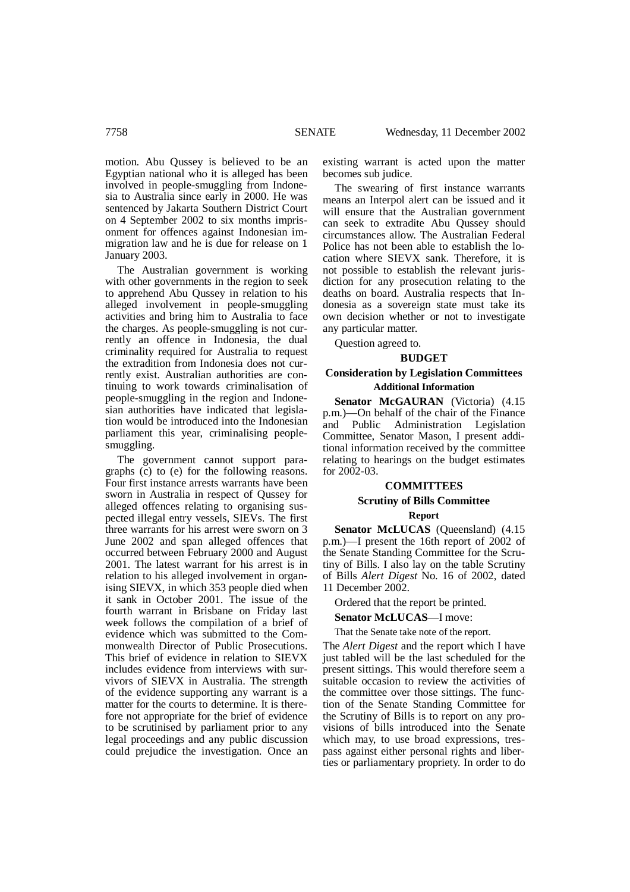motion. Abu Qussey is believed to be an Egyptian national who it is alleged has been involved in people-smuggling from Indonesia to Australia since early in 2000. He was sentenced by Jakarta Southern District Court on 4 September 2002 to six months imprisonment for offences against Indonesian immigration law and he is due for release on 1 January 2003.

The Australian government is working with other governments in the region to seek to apprehend Abu Qussey in relation to his alleged involvement in people-smuggling activities and bring him to Australia to face the charges. As people-smuggling is not currently an offence in Indonesia, the dual criminality required for Australia to request the extradition from Indonesia does not currently exist. Australian authorities are continuing to work towards criminalisation of people-smuggling in the region and Indonesian authorities have indicated that legislation would be introduced into the Indonesian parliament this year, criminalising people-smuggling.

The government cannot support paragraphs (c) to (e) for the following reasons. Four first instance arrests warrants have been sworn in Australia in respect of Qussey for alleged offences relating to organising suspected illegal entry vessels, SIEVs. The first three warrants for his arrest were sworn on 3 June 2002 and span alleged offences that occurred between February 2000 and August 2001. The latest warrant for his arrest is in relation to his alleged involvement in organising SIEVX, in which 353 people died when it sank in October 2001. The issue of the fourth warrant in Brisbane on Friday last week follows the compilation of a brief of evidence which was submitted to the Commonwealth Director of Public Prosecutions. This brief of evidence in relation to SIEVX includes evidence from interviews with survivors of SIEVX in Australia. The strength of the evidence supporting any warrant is a matter for the courts to determine. It is therefore not appropriate for the brief of evidence to be scrutinised by parliament prior to any legal proceedings and any public discussion could prejudice the investigation. Once an existing warrant is acted upon the matter becomes sub judice.

The swearing of first instance warrants means an Interpol alert can be issued and it will ensure that the Australian government can seek to extradite Abu Qussey should circumstances allow. The Australian Federal Police has not been able to establish the location where SIEVX sank. Therefore, it is not possible to establish the relevant jurisdiction for any prosecution relating to the deaths on board. Australia respects that Indonesia as a sovereign state must take its own decision whether or not to investigate any particular matter.

Question agreed to.

## BUDGET

### Consideration by Legislation Committees

#### Additional Information

**Senator McGAURAN** (Victoria) (4.15 p.m.)—On behalf of the chair of the Finance and Public Administration Legislation Committee, Senator Mason, I present additional information received by the committee relating to hearings on the budget estimates for 2002-03.

## COMMITTEES

### Scrutiny of Bills Committee

#### Report

**Senator McLUCAS** (Queensland) (4.15 p.m.)—I present the 16th report of 2002 of the Senate Standing Committee for the Scrutiny of Bills. I also lay on the table Scrutiny of Bills *Alert Digest* No. 16 of 2002, dated 11 December 2002.

Ordered that the report be printed.

**Senator McLUCAS**—I move:

That the Senate take note of the report.

The *Alert Digest* and the report which I have just tabled will be the last scheduled for the present sittings. This would therefore seem a suitable occasion to review the activities of the committee over those sittings. The function of the Senate Standing Committee for the Scrutiny of Bills is to report on any provisions of bills introduced into the Senate which may, to use broad expressions, trespass against either personal rights and liberties or parliamentary propriety. In order to do